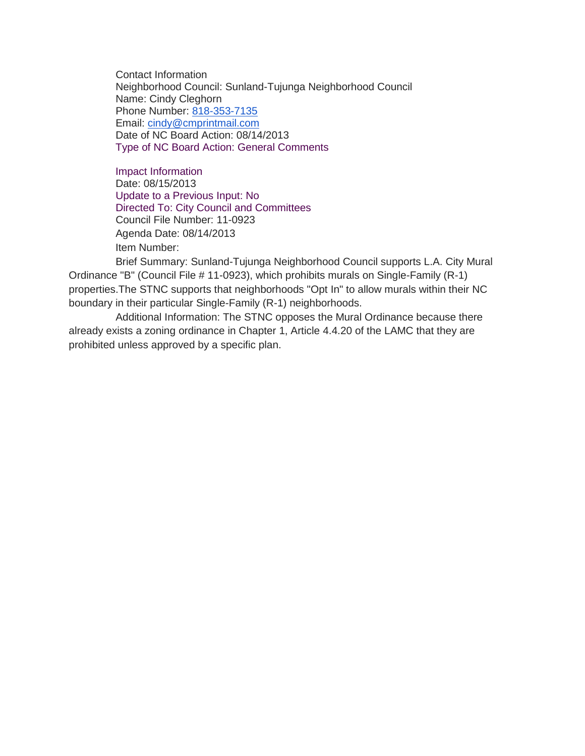Contact Information
Neighborhood Council: Sunland-Tujunga Neighborhood Council
Name: Cindy Cleghorn
Phone Number: 818-353-7135
Email: cindy@cmprintmail.com
Date of NC Board Action: 08/14/2013
Type of NC Board Action: General Comments

Impact Information
Date: 08/15/2013
Update to a Previous Input: No
Directed To: City Council and Committees
Council File Number: 11-0923
Agenda Date: 08/14/2013
Item Number:

Brief Summary: Sunland-Tujunga Neighborhood Council supports L.A. City Mural Ordinance "B" (Council File # 11-0923), which prohibits murals on Single-Family (R-1) properties.The STNC supports that neighborhoods "Opt In" to allow murals within their NC boundary in their particular Single-Family (R-1) neighborhoods.

Additional Information: The STNC opposes the Mural Ordinance because there already exists a zoning ordinance in Chapter 1, Article 4.4.20 of the LAMC that they are prohibited unless approved by a specific plan.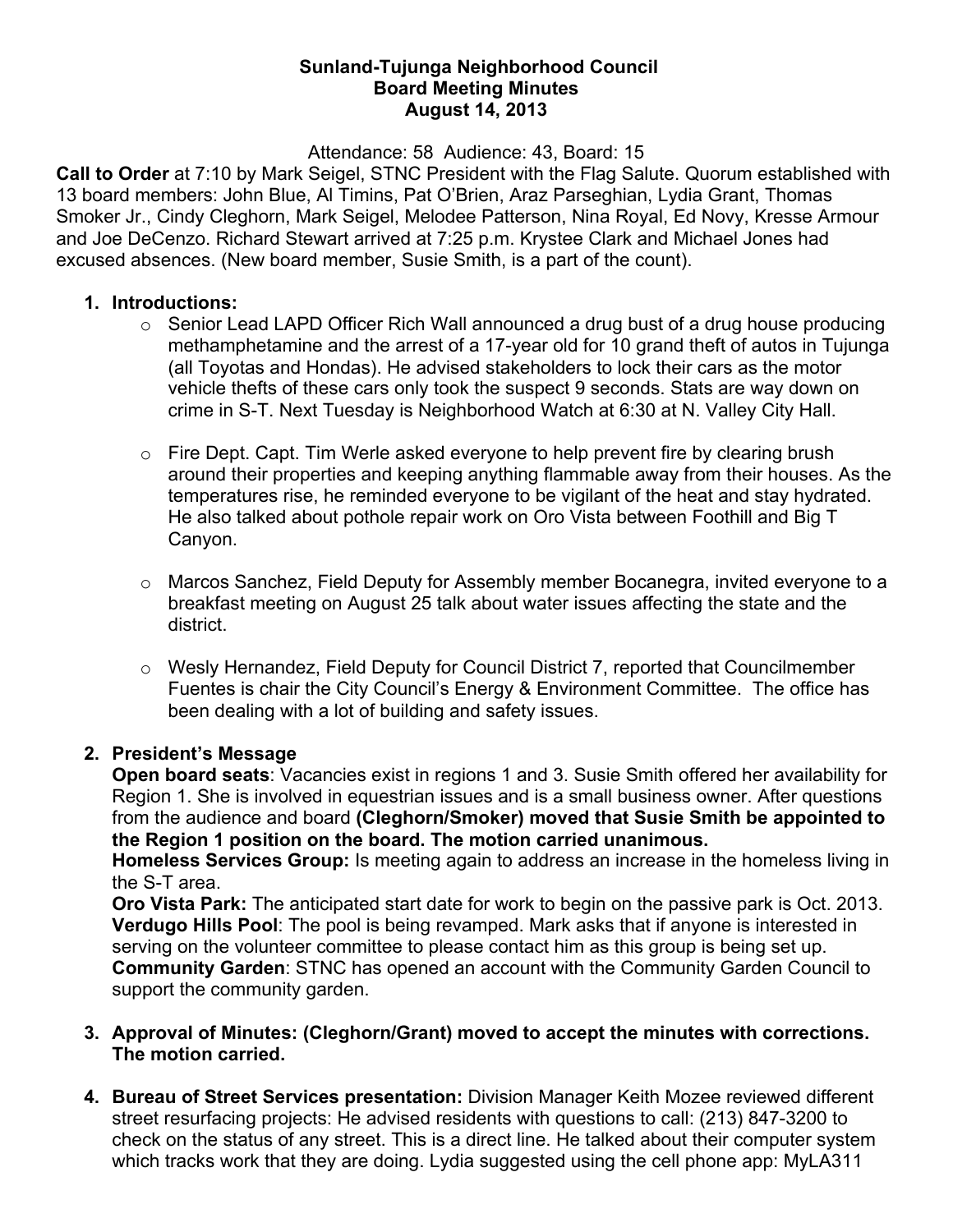**Sunland-Tujunga Neighborhood Council**
**Board Meeting Minutes**
**August 14, 2013**

Attendance: 58  Audience: 43, Board: 15

**Call to Order** at 7:10 by Mark Seigel, STNC President with the Flag Salute. Quorum established with 13 board members: John Blue, Al Timins, Pat O'Brien, Araz Parseghian, Lydia Grant, Thomas Smoker Jr., Cindy Cleghorn, Mark Seigel, Melodee Patterson, Nina Royal, Ed Novy, Kresse Armour and Joe DeCenzo. Richard Stewart arrived at 7:25 p.m. Krystee Clark and Michael Jones had excused absences. (New board member, Susie Smith, is a part of the count).

1. **Introductions:**
   - Senior Lead LAPD Officer Rich Wall announced a drug bust of a drug house producing methamphetamine and the arrest of a 17-year old for 10 grand theft of autos in Tujunga (all Toyotas and Hondas). He advised stakeholders to lock their cars as the motor vehicle thefts of these cars only took the suspect 9 seconds. Stats are way down on crime in S-T. Next Tuesday is Neighborhood Watch at 6:30 at N. Valley City Hall.
   - Fire Dept. Capt. Tim Werle asked everyone to help prevent fire by clearing brush around their properties and keeping anything flammable away from their houses. As the temperatures rise, he reminded everyone to be vigilant of the heat and stay hydrated. He also talked about pothole repair work on Oro Vista between Foothill and Big T Canyon.
   - Marcos Sanchez, Field Deputy for Assembly member Bocanegra, invited everyone to a breakfast meeting on August 25 talk about water issues affecting the state and the district.
   - Wesly Hernandez, Field Deputy for Council District 7, reported that Councilmember Fuentes is chair the City Council's Energy & Environment Committee. The office has been dealing with a lot of building and safety issues.

2. **President's Message**
   **Open board seats**: Vacancies exist in regions 1 and 3. Susie Smith offered her availability for Region 1. She is involved in equestrian issues and is a small business owner. After questions from the audience and board **(Cleghorn/Smoker) moved that Susie Smith be appointed to the Region 1 position on the board. The motion carried unanimous.**
   **Homeless Services Group:** Is meeting again to address an increase in the homeless living in the S-T area.
   **Oro Vista Park:** The anticipated start date for work to begin on the passive park is Oct. 2013.
   **Verdugo Hills Pool**: The pool is being revamped. Mark asks that if anyone is interested in serving on the volunteer committee to please contact him as this group is being set up.
   **Community Garden**: STNC has opened an account with the Community Garden Council to support the community garden.

3. **Approval of Minutes: (Cleghorn/Grant) moved to accept the minutes with corrections. The motion carried.**

4. **Bureau of Street Services presentation:** Division Manager Keith Mozee reviewed different street resurfacing projects: He advised residents with questions to call: (213) 847-3200 to check on the status of any street. This is a direct line. He talked about their computer system which tracks work that they are doing. Lydia suggested using the cell phone app: MyLA311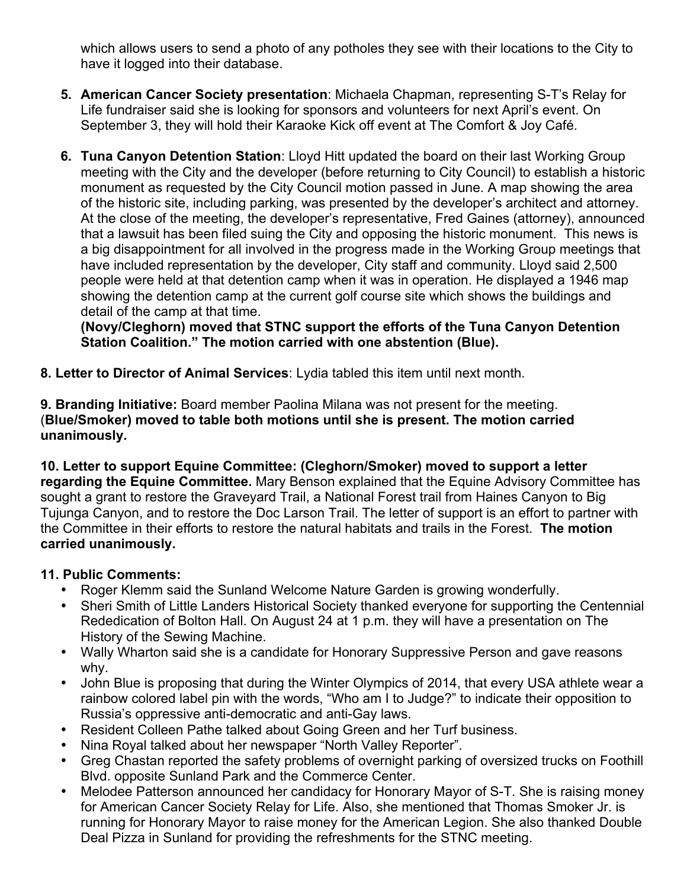which allows users to send a photo of any potholes they see with their locations to the City to have it logged into their database.

5. **American Cancer Society presentation**: Michaela Chapman, representing S-T's Relay for Life fundraiser said she is looking for sponsors and volunteers for next April's event. On September 3, they will hold their Karaoke Kick off event at The Comfort & Joy Café.

6. **Tuna Canyon Detention Station**: Lloyd Hitt updated the board on their last Working Group meeting with the City and the developer (before returning to City Council) to establish a historic monument as requested by the City Council motion passed in June. A map showing the area of the historic site, including parking, was presented by the developer's architect and attorney. At the close of the meeting, the developer's representative, Fred Gaines (attorney), announced that a lawsuit has been filed suing the City and opposing the historic monument. This news is a big disappointment for all involved in the progress made in the Working Group meetings that have included representation by the developer, City staff and community. Lloyd said 2,500 people were held at that detention camp when it was in operation. He displayed a 1946 map showing the detention camp at the current golf course site which shows the buildings and detail of the camp at that time.
   **(Novy/Cleghorn) moved that STNC support the efforts of the Tuna Canyon Detention Station Coalition." The motion carried with one abstention (Blue).**

**8. Letter to Director of Animal Services**: Lydia tabled this item until next month.

**9. Branding Initiative:** Board member Paolina Milana was not present for the meeting. (**Blue/Smoker) moved to table both motions until she is present. The motion carried unanimously.**

**10. Letter to support Equine Committee: (Cleghorn/Smoker) moved to support a letter regarding the Equine Committee.** Mary Benson explained that the Equine Advisory Committee has sought a grant to restore the Graveyard Trail, a National Forest trail from Haines Canyon to Big Tujunga Canyon, and to restore the Doc Larson Trail. The letter of support is an effort to partner with the Committee in their efforts to restore the natural habitats and trails in the Forest. **The motion carried unanimously.**

**11. Public Comments:**

- Roger Klemm said the Sunland Welcome Nature Garden is growing wonderfully.
- Sheri Smith of Little Landers Historical Society thanked everyone for supporting the Centennial Rededication of Bolton Hall. On August 24 at 1 p.m. they will have a presentation on The History of the Sewing Machine.
- Wally Wharton said she is a candidate for Honorary Suppressive Person and gave reasons why.
- John Blue is proposing that during the Winter Olympics of 2014, that every USA athlete wear a rainbow colored label pin with the words, "Who am I to Judge?" to indicate their opposition to Russia's oppressive anti-democratic and anti-Gay laws.
- Resident Colleen Pathe talked about Going Green and her Turf business.
- Nina Royal talked about her newspaper "North Valley Reporter".
- Greg Chastan reported the safety problems of overnight parking of oversized trucks on Foothill Blvd. opposite Sunland Park and the Commerce Center.
- Melodee Patterson announced her candidacy for Honorary Mayor of S-T. She is raising money for American Cancer Society Relay for Life. Also, she mentioned that Thomas Smoker Jr. is running for Honorary Mayor to raise money for the American Legion. She also thanked Double Deal Pizza in Sunland for providing the refreshments for the STNC meeting.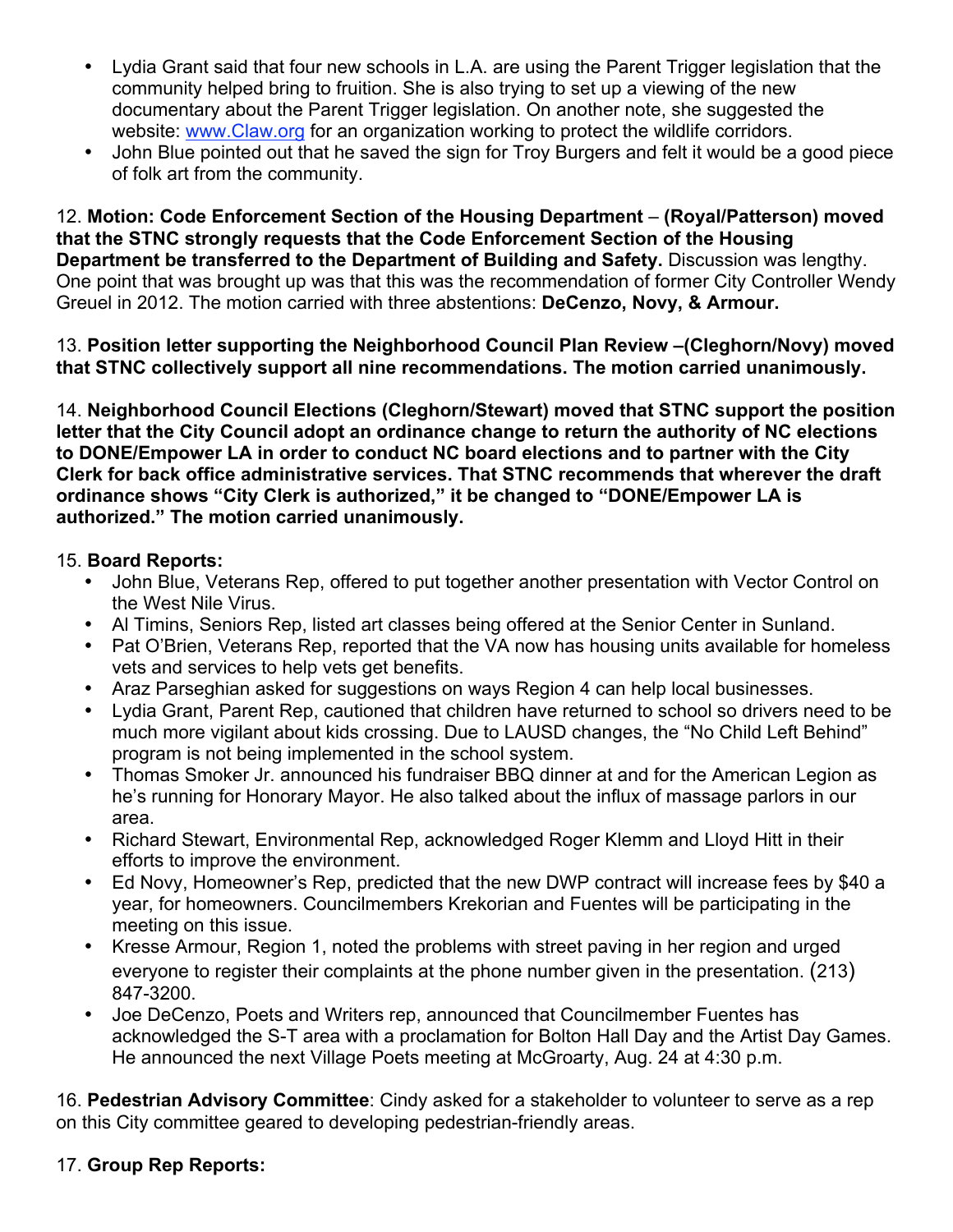- Lydia Grant said that four new schools in L.A. are using the Parent Trigger legislation that the community helped bring to fruition. She is also trying to set up a viewing of the new documentary about the Parent Trigger legislation. On another note, she suggested the website: [www.Claw.org](http://www.Claw.org) for an organization working to protect the wildlife corridors.
- John Blue pointed out that he saved the sign for Troy Burgers and felt it would be a good piece of folk art from the community.

12. **Motion: Code Enforcement Section of the Housing Department** – **(Royal/Patterson) moved that the STNC strongly requests that the Code Enforcement Section of the Housing Department be transferred to the Department of Building and Safety.** Discussion was lengthy. One point that was brought up was that this was the recommendation of former City Controller Wendy Greuel in 2012. The motion carried with three abstentions: **DeCenzo, Novy, & Armour.**

13. **Position letter supporting the Neighborhood Council Plan Review –(Cleghorn/Novy) moved that STNC collectively support all nine recommendations. The motion carried unanimously.**

14. **Neighborhood Council Elections (Cleghorn/Stewart) moved that STNC support the position letter that the City Council adopt an ordinance change to return the authority of NC elections to DONE/Empower LA in order to conduct NC board elections and to partner with the City Clerk for back office administrative services. That STNC recommends that wherever the draft ordinance shows "City Clerk is authorized," it be changed to "DONE/Empower LA is authorized." The motion carried unanimously.**

15. **Board Reports:**

- John Blue, Veterans Rep, offered to put together another presentation with Vector Control on the West Nile Virus.
- Al Timins, Seniors Rep, listed art classes being offered at the Senior Center in Sunland.
- Pat O'Brien, Veterans Rep, reported that the VA now has housing units available for homeless vets and services to help vets get benefits.
- Araz Parseghian asked for suggestions on ways Region 4 can help local businesses.
- Lydia Grant, Parent Rep, cautioned that children have returned to school so drivers need to be much more vigilant about kids crossing. Due to LAUSD changes, the "No Child Left Behind" program is not being implemented in the school system.
- Thomas Smoker Jr. announced his fundraiser BBQ dinner at and for the American Legion as he's running for Honorary Mayor. He also talked about the influx of massage parlors in our area.
- Richard Stewart, Environmental Rep, acknowledged Roger Klemm and Lloyd Hitt in their efforts to improve the environment.
- Ed Novy, Homeowner's Rep, predicted that the new DWP contract will increase fees by $40 a year, for homeowners. Councilmembers Krekorian and Fuentes will be participating in the meeting on this issue.
- Kresse Armour, Region 1, noted the problems with street paving in her region and urged everyone to register their complaints at the phone number given in the presentation. (213) 847-3200.
- Joe DeCenzo, Poets and Writers rep, announced that Councilmember Fuentes has acknowledged the S-T area with a proclamation for Bolton Hall Day and the Artist Day Games. He announced the next Village Poets meeting at McGroarty, Aug. 24 at 4:30 p.m.

16. **Pedestrian Advisory Committee**: Cindy asked for a stakeholder to volunteer to serve as a rep on this City committee geared to developing pedestrian-friendly areas.

17. **Group Rep Reports:**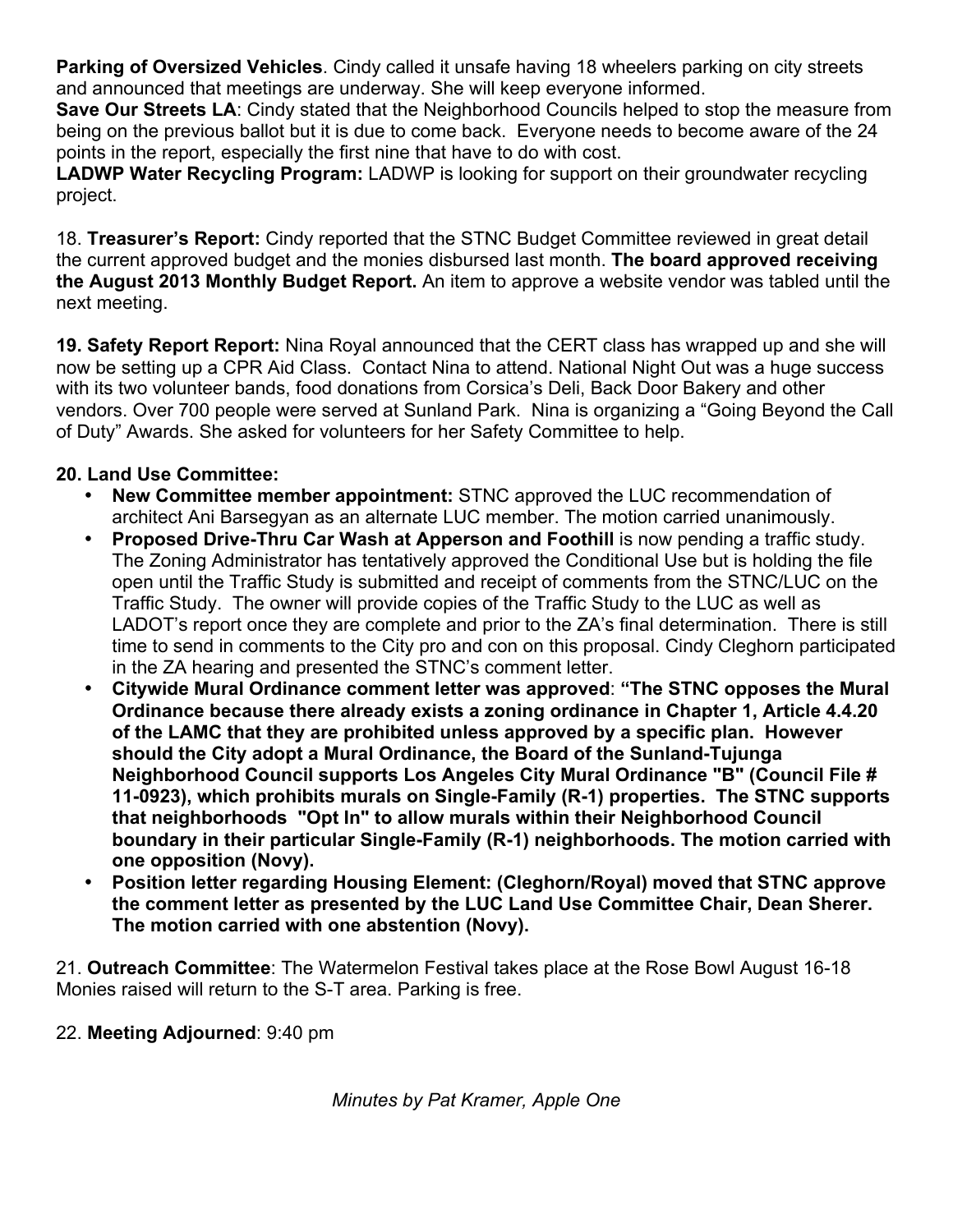**Parking of Oversized Vehicles**. Cindy called it unsafe having 18 wheelers parking on city streets and announced that meetings are underway. She will keep everyone informed.
**Save Our Streets LA**: Cindy stated that the Neighborhood Councils helped to stop the measure from being on the previous ballot but it is due to come back. Everyone needs to become aware of the 24 points in the report, especially the first nine that have to do with cost.
**LADWP Water Recycling Program:** LADWP is looking for support on their groundwater recycling project.

18. **Treasurer's Report:** Cindy reported that the STNC Budget Committee reviewed in great detail the current approved budget and the monies disbursed last month. **The board approved receiving the August 2013 Monthly Budget Report.** An item to approve a website vendor was tabled until the next meeting.

**19. Safety Report Report:** Nina Royal announced that the CERT class has wrapped up and she will now be setting up a CPR Aid Class. Contact Nina to attend. National Night Out was a huge success with its two volunteer bands, food donations from Corsica's Deli, Back Door Bakery and other vendors. Over 700 people were served at Sunland Park. Nina is organizing a "Going Beyond the Call of Duty" Awards. She asked for volunteers for her Safety Committee to help.

**20. Land Use Committee:**

- **New Committee member appointment:** STNC approved the LUC recommendation of architect Ani Barsegyan as an alternate LUC member. The motion carried unanimously.
- **Proposed Drive-Thru Car Wash at Apperson and Foothill** is now pending a traffic study. The Zoning Administrator has tentatively approved the Conditional Use but is holding the file open until the Traffic Study is submitted and receipt of comments from the STNC/LUC on the Traffic Study. The owner will provide copies of the Traffic Study to the LUC as well as LADOT's report once they are complete and prior to the ZA's final determination. There is still time to send in comments to the City pro and con on this proposal. Cindy Cleghorn participated in the ZA hearing and presented the STNC's comment letter.
- **Citywide Mural Ordinance comment letter was approved**: **"The STNC opposes the Mural Ordinance because there already exists a zoning ordinance in Chapter 1, Article 4.4.20 of the LAMC that they are prohibited unless approved by a specific plan. However should the City adopt a Mural Ordinance, the Board of the Sunland-Tujunga Neighborhood Council supports Los Angeles City Mural Ordinance "B" (Council File # 11-0923), which prohibits murals on Single-Family (R-1) properties. The STNC supports that neighborhoods "Opt In" to allow murals within their Neighborhood Council boundary in their particular Single-Family (R-1) neighborhoods. The motion carried with one opposition (Novy).**
- **Position letter regarding Housing Element: (Cleghorn/Royal) moved that STNC approve the comment letter as presented by the LUC Land Use Committee Chair, Dean Sherer. The motion carried with one abstention (Novy).**

21. **Outreach Committee**: The Watermelon Festival takes place at the Rose Bowl August 16-18 Monies raised will return to the S-T area. Parking is free.

22. **Meeting Adjourned**: 9:40 pm

*Minutes by Pat Kramer, Apple One*